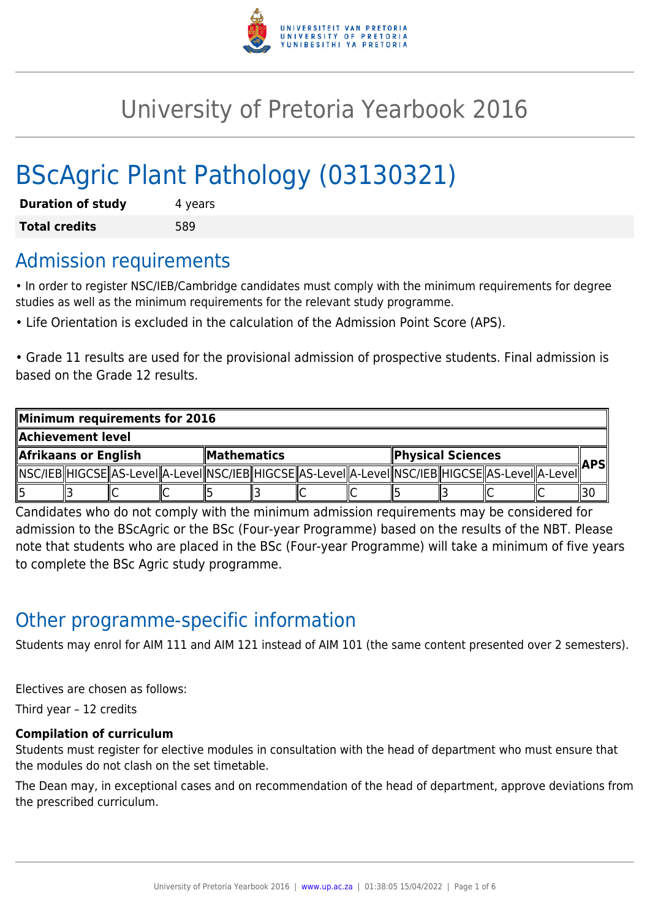# University of Pretoria Yearbook 2016

# BScAgric Plant Pathology (03130321)

| | |
|---|---|
| **Duration of study** | 4 years |
| **Total credits** | 589 |

## Admission requirements

• In order to register NSC/IEB/Cambridge candidates must comply with the minimum requirements for degree studies as well as the minimum requirements for the relevant study programme.

• Life Orientation is excluded in the calculation of the Admission Point Score (APS).

• Grade 11 results are used for the provisional admission of prospective students. Final admission is based on the Grade 12 results.

| **Minimum requirements for 2016** | | | | | | | | | | | | |
|---|---|---|---|---|---|---|---|---|---|---|---|---|
| **Achievement level** | | | | | | | | | | | | |
| **Afrikaans or English** | | | | **Mathematics** | | | | **Physical Sciences** | | | | **APS** |
| NSC/IEB | HIGCSE | AS-Level | A-Level | NSC/IEB | HIGCSE | AS-Level | A-Level | NSC/IEB | HIGCSE | AS-Level | A-Level | |
| 5 | 3 | C | C | 5 | 3 | C | C | 5 | 3 | C | C | 30 |

Candidates who do not comply with the minimum admission requirements may be considered for admission to the BScAgric or the BSc (Four-year Programme) based on the results of the NBT. Please note that students who are placed in the BSc (Four-year Programme) will take a minimum of five years to complete the BSc Agric study programme.

## Other programme-specific information

Students may enrol for AIM 111 and AIM 121 instead of AIM 101 (the same content presented over 2 semesters).

Electives are chosen as follows:

Third year – 12 credits

**Compilation of curriculum**

Students must register for elective modules in consultation with the head of department who must ensure that the modules do not clash on the set timetable.

The Dean may, in exceptional cases and on recommendation of the head of department, approve deviations from the prescribed curriculum.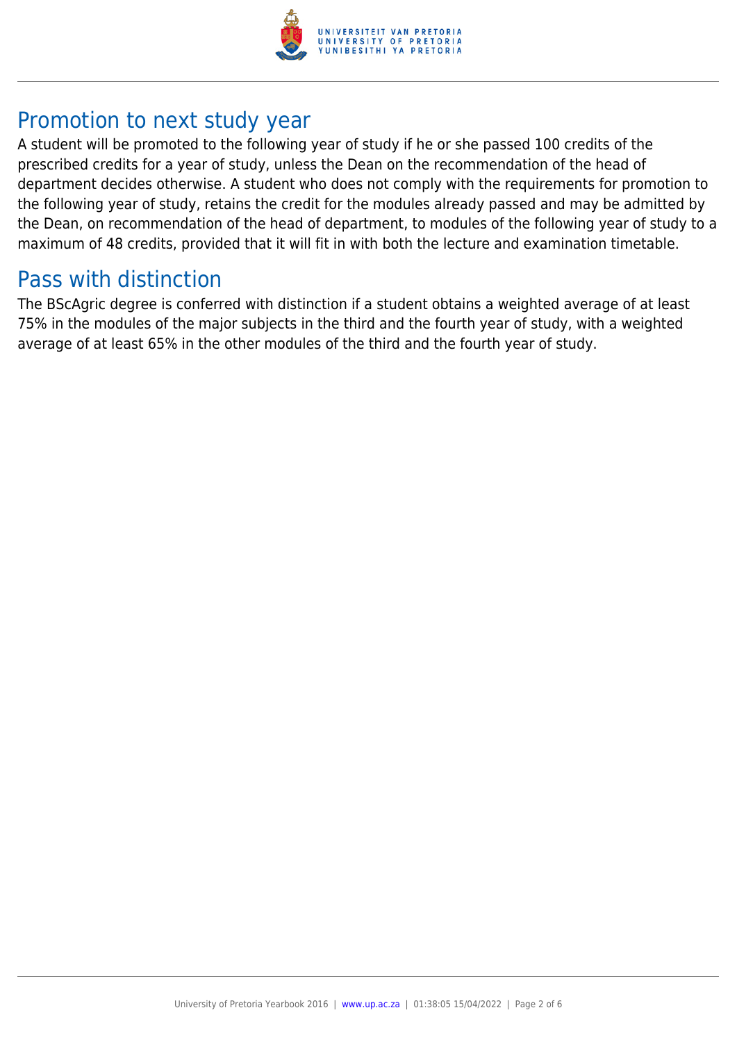## Promotion to next study year

A student will be promoted to the following year of study if he or she passed 100 credits of the prescribed credits for a year of study, unless the Dean on the recommendation of the head of department decides otherwise. A student who does not comply with the requirements for promotion to the following year of study, retains the credit for the modules already passed and may be admitted by the Dean, on recommendation of the head of department, to modules of the following year of study to a maximum of 48 credits, provided that it will fit in with both the lecture and examination timetable.

## Pass with distinction

The BScAgric degree is conferred with distinction if a student obtains a weighted average of at least 75% in the modules of the major subjects in the third and the fourth year of study, with a weighted average of at least 65% in the other modules of the third and the fourth year of study.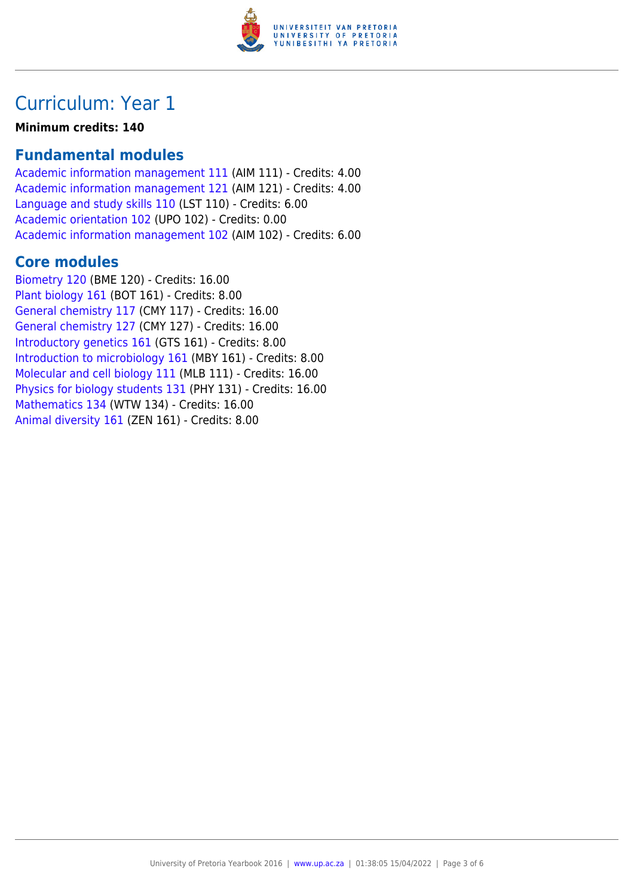# Curriculum: Year 1

**Minimum credits: 140**

## Fundamental modules

Academic information management 111 (AIM 111) - Credits: 4.00
Academic information management 121 (AIM 121) - Credits: 4.00
Language and study skills 110 (LST 110) - Credits: 6.00
Academic orientation 102 (UPO 102) - Credits: 0.00
Academic information management 102 (AIM 102) - Credits: 6.00

## Core modules

Biometry 120 (BME 120) - Credits: 16.00
Plant biology 161 (BOT 161) - Credits: 8.00
General chemistry 117 (CMY 117) - Credits: 16.00
General chemistry 127 (CMY 127) - Credits: 16.00
Introductory genetics 161 (GTS 161) - Credits: 8.00
Introduction to microbiology 161 (MBY 161) - Credits: 8.00
Molecular and cell biology 111 (MLB 111) - Credits: 16.00
Physics for biology students 131 (PHY 131) - Credits: 16.00
Mathematics 134 (WTW 134) - Credits: 16.00
Animal diversity 161 (ZEN 161) - Credits: 8.00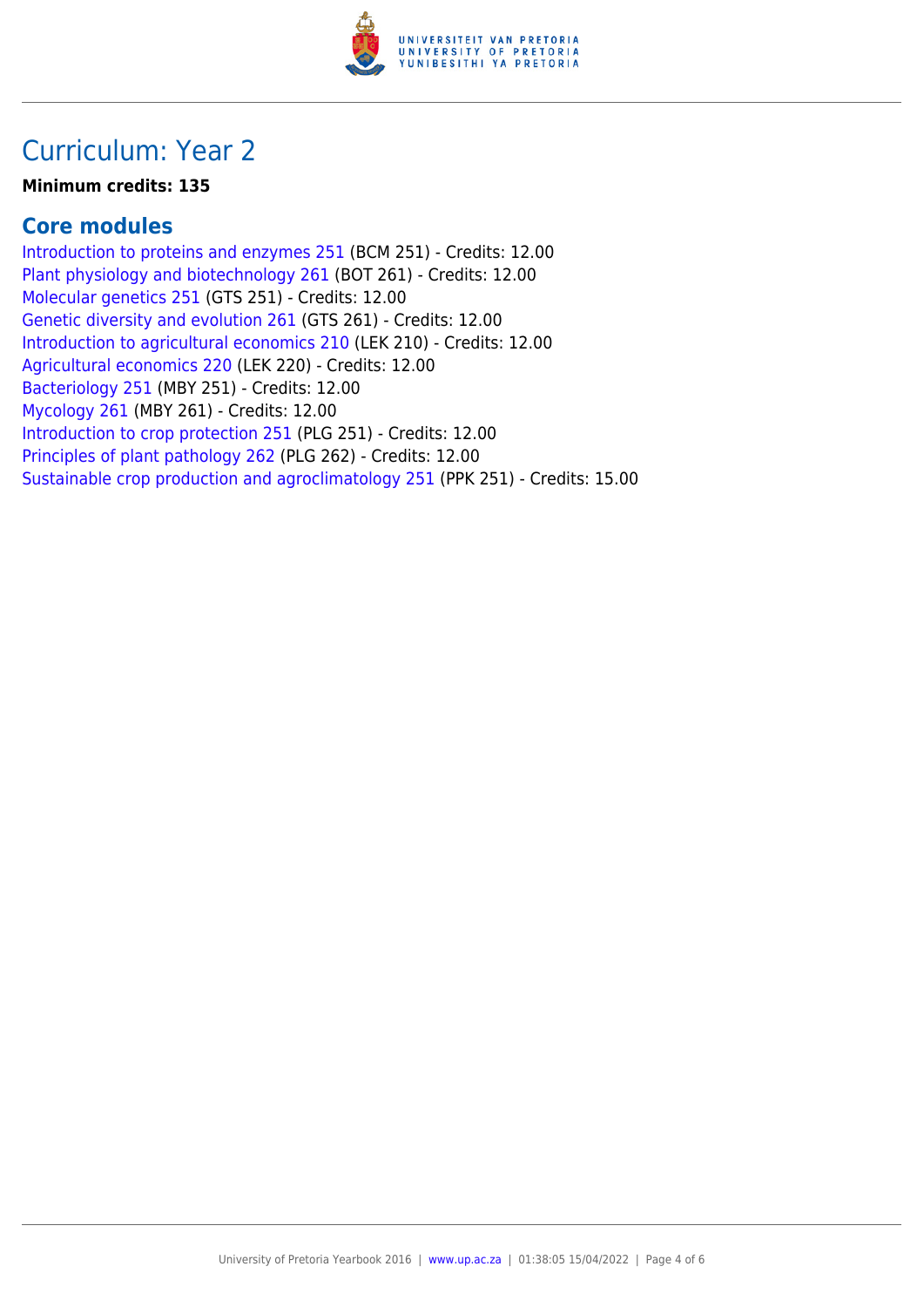# Curriculum: Year 2

**Minimum credits: 135**

## Core modules

Introduction to proteins and enzymes 251 (BCM 251) - Credits: 12.00
Plant physiology and biotechnology 261 (BOT 261) - Credits: 12.00
Molecular genetics 251 (GTS 251) - Credits: 12.00
Genetic diversity and evolution 261 (GTS 261) - Credits: 12.00
Introduction to agricultural economics 210 (LEK 210) - Credits: 12.00
Agricultural economics 220 (LEK 220) - Credits: 12.00
Bacteriology 251 (MBY 251) - Credits: 12.00
Mycology 261 (MBY 261) - Credits: 12.00
Introduction to crop protection 251 (PLG 251) - Credits: 12.00
Principles of plant pathology 262 (PLG 262) - Credits: 12.00
Sustainable crop production and agroclimatology 251 (PPK 251) - Credits: 15.00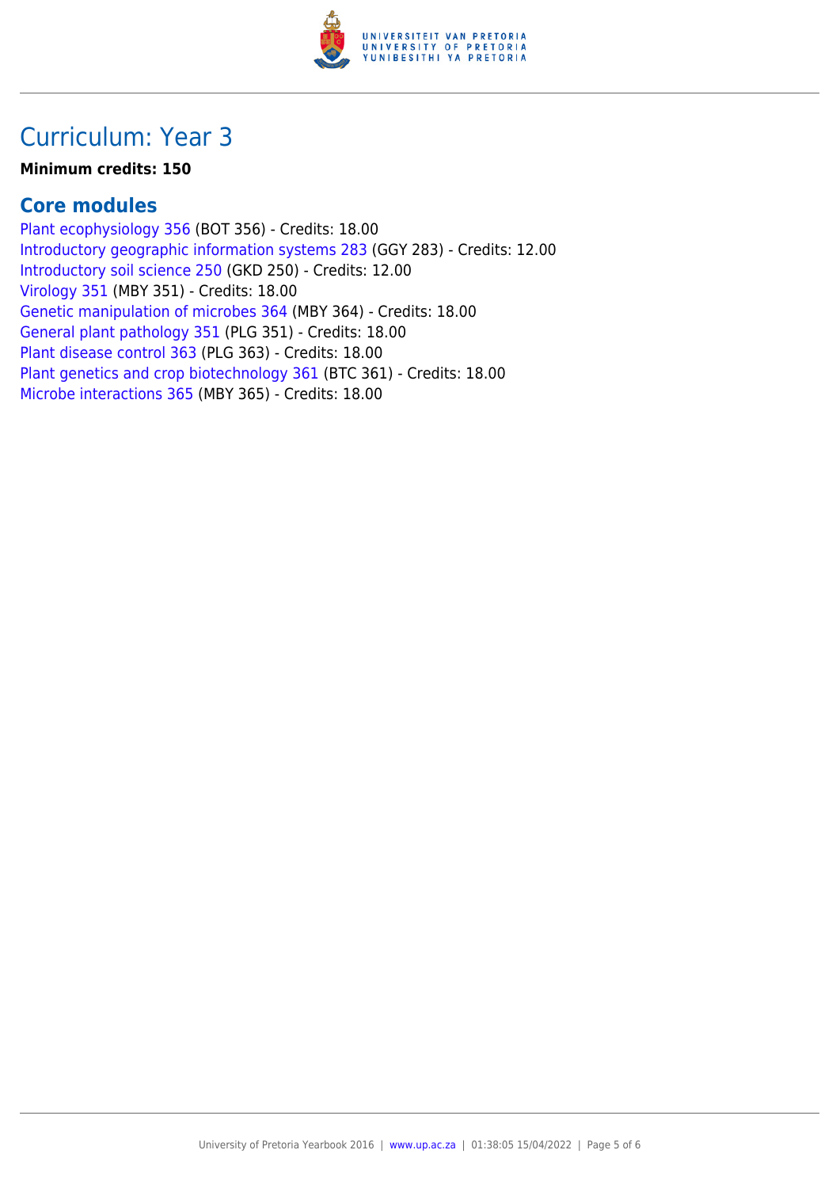## Curriculum: Year 3

**Minimum credits: 150**

### Core modules

Plant ecophysiology 356 (BOT 356) - Credits: 18.00
Introductory geographic information systems 283 (GGY 283) - Credits: 12.00
Introductory soil science 250 (GKD 250) - Credits: 12.00
Virology 351 (MBY 351) - Credits: 18.00
Genetic manipulation of microbes 364 (MBY 364) - Credits: 18.00
General plant pathology 351 (PLG 351) - Credits: 18.00
Plant disease control 363 (PLG 363) - Credits: 18.00
Plant genetics and crop biotechnology 361 (BTC 361) - Credits: 18.00
Microbe interactions 365 (MBY 365) - Credits: 18.00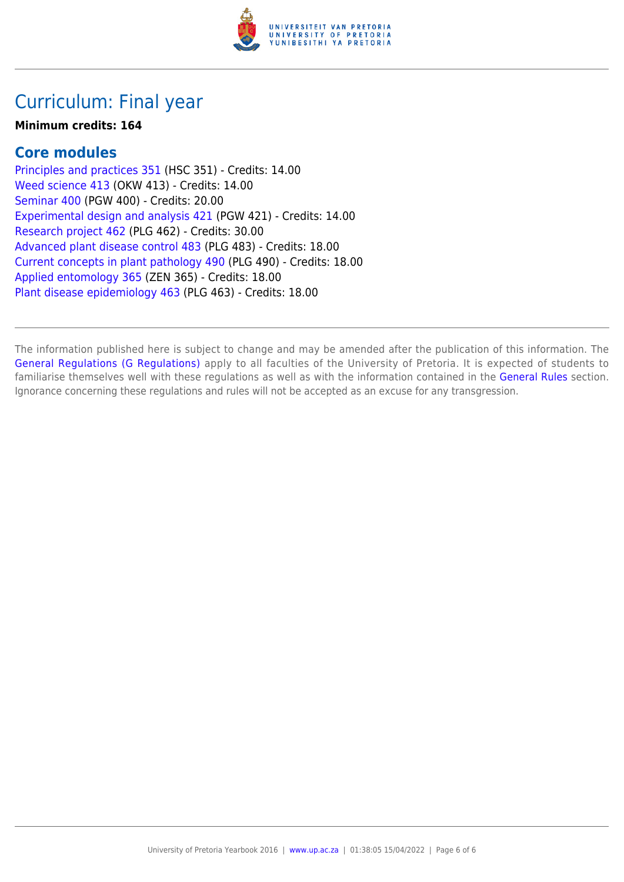## Curriculum: Final year

**Minimum credits: 164**

### Core modules

Principles and practices 351 (HSC 351) - Credits: 14.00
Weed science 413 (OKW 413) - Credits: 14.00
Seminar 400 (PGW 400) - Credits: 20.00
Experimental design and analysis 421 (PGW 421) - Credits: 14.00
Research project 462 (PLG 462) - Credits: 30.00
Advanced plant disease control 483 (PLG 483) - Credits: 18.00
Current concepts in plant pathology 490 (PLG 490) - Credits: 18.00
Applied entomology 365 (ZEN 365) - Credits: 18.00
Plant disease epidemiology 463 (PLG 463) - Credits: 18.00

---

The information published here is subject to change and may be amended after the publication of this information. The General Regulations (G Regulations) apply to all faculties of the University of Pretoria. It is expected of students to familiarise themselves well with these regulations as well as with the information contained in the General Rules section. Ignorance concerning these regulations and rules will not be accepted as an excuse for any transgression.